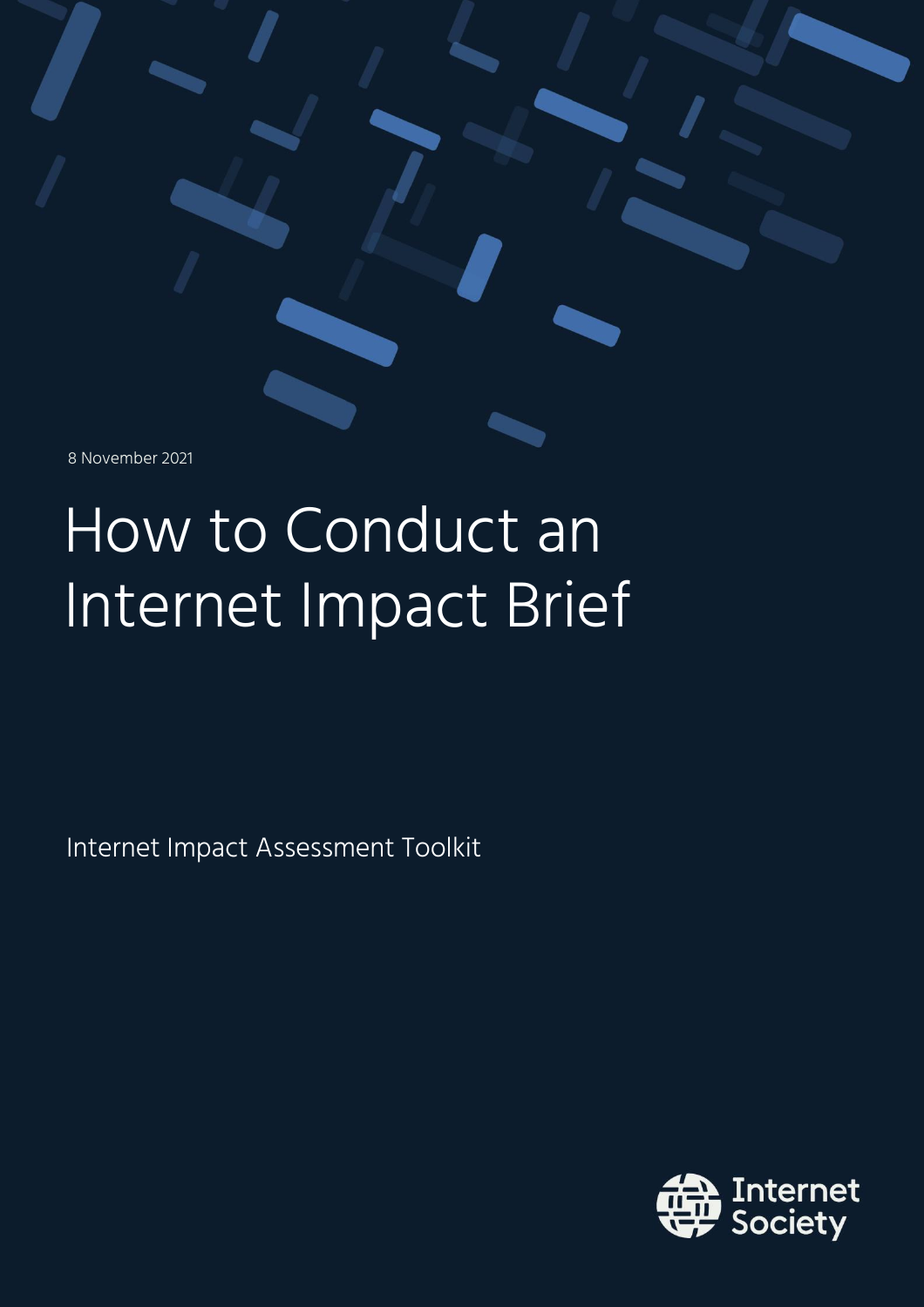8 November 2021

# How to Conduct an Internet Impact Brief

Internet Impact Assessment Toolkit

Internet Society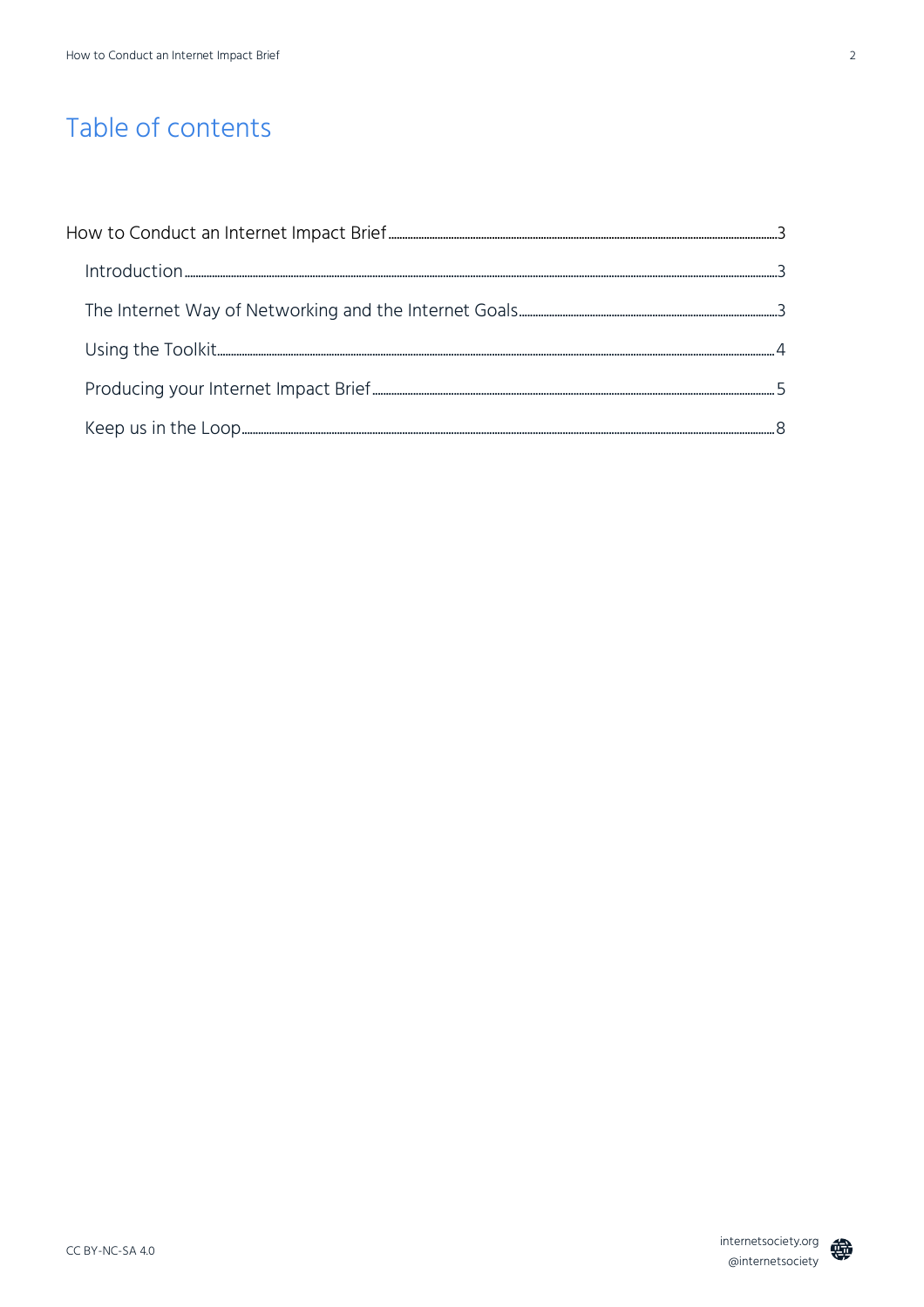# Table of contents

How to Conduct an Internet Impact Brief ........ 3

- Introduction ........ 3
- The Internet Way of Networking and the Internet Goals ........ 3
- Using the Toolkit ........ 4
- Producing your Internet Impact Brief ........ 5
- Keep us in the Loop ........ 8

CC BY-NC-SA 4.0

internetsociety.org
@internetsociety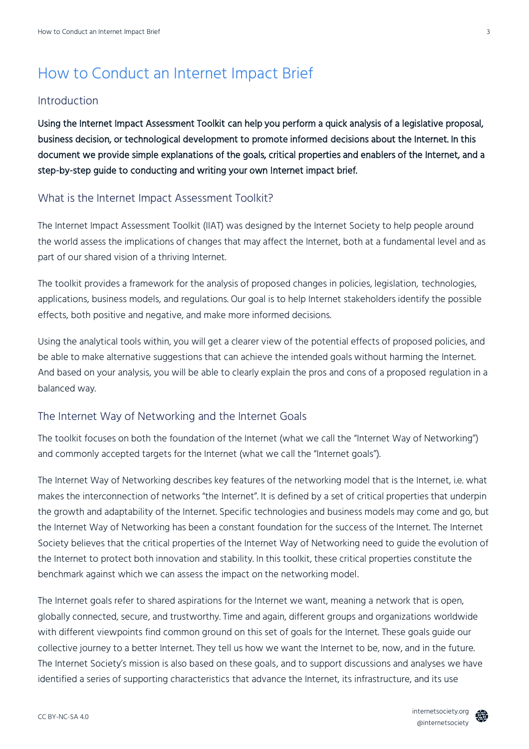# How to Conduct an Internet Impact Brief

## Introduction

**Using the Internet Impact Assessment Toolkit can help you perform a quick analysis of a legislative proposal, business decision, or technological development to promote informed decisions about the Internet. In this document we provide simple explanations of the goals, critical properties and enablers of the Internet, and a step-by-step guide to conducting and writing your own Internet impact brief.**

## What is the Internet Impact Assessment Toolkit?

The Internet Impact Assessment Toolkit (IIAT) was designed by the Internet Society to help people around the world assess the implications of changes that may affect the Internet, both at a fundamental level and as part of our shared vision of a thriving Internet.

The toolkit provides a framework for the analysis of proposed changes in policies, legislation, technologies, applications, business models, and regulations. Our goal is to help Internet stakeholders identify the possible effects, both positive and negative, and make more informed decisions.

Using the analytical tools within, you will get a clearer view of the potential effects of proposed policies, and be able to make alternative suggestions that can achieve the intended goals without harming the Internet. And based on your analysis, you will be able to clearly explain the pros and cons of a proposed regulation in a balanced way.

## The Internet Way of Networking and the Internet Goals

The toolkit focuses on both the foundation of the Internet (what we call the "Internet Way of Networking") and commonly accepted targets for the Internet (what we call the "Internet goals").

The Internet Way of Networking describes key features of the networking model that is the Internet, i.e. what makes the interconnection of networks "the Internet". It is defined by a set of critical properties that underpin the growth and adaptability of the Internet. Specific technologies and business models may come and go, but the Internet Way of Networking has been a constant foundation for the success of the Internet. The Internet Society believes that the critical properties of the Internet Way of Networking need to guide the evolution of the Internet to protect both innovation and stability. In this toolkit, these critical properties constitute the benchmark against which we can assess the impact on the networking model.

The Internet goals refer to shared aspirations for the Internet we want, meaning a network that is open, globally connected, secure, and trustworthy. Time and again, different groups and organizations worldwide with different viewpoints find common ground on this set of goals for the Internet. These goals guide our collective journey to a better Internet. They tell us how we want the Internet to be, now, and in the future. The Internet Society's mission is also based on these goals, and to support discussions and analyses we have identified a series of supporting characteristics that advance the Internet, its infrastructure, and its use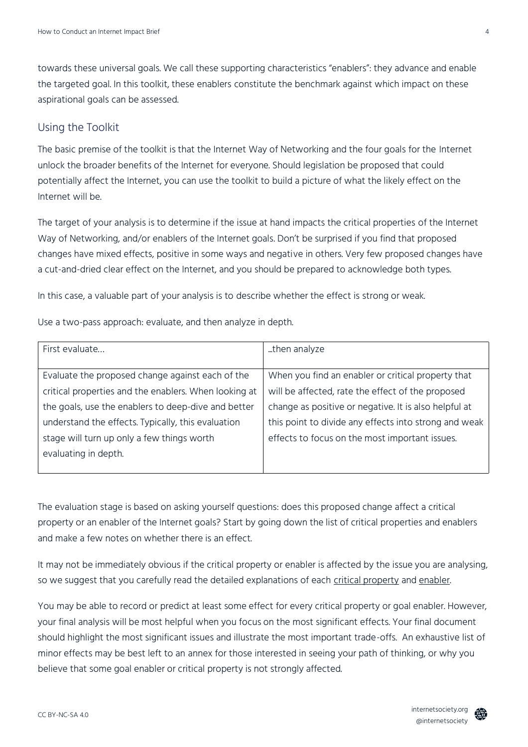towards these universal goals. We call these supporting characteristics "enablers": they advance and enable the targeted goal. In this toolkit, these enablers constitute the benchmark against which impact on these aspirational goals can be assessed.

## Using the Toolkit

The basic premise of the toolkit is that the Internet Way of Networking and the four goals for the Internet unlock the broader benefits of the Internet for everyone. Should legislation be proposed that could potentially affect the Internet, you can use the toolkit to build a picture of what the likely effect on the Internet will be.

The target of your analysis is to determine if the issue at hand impacts the critical properties of the Internet Way of Networking, and/or enablers of the Internet goals. Don't be surprised if you find that proposed changes have mixed effects, positive in some ways and negative in others. Very few proposed changes have a cut-and-dried clear effect on the Internet, and you should be prepared to acknowledge both types.

In this case, a valuable part of your analysis is to describe whether the effect is strong or weak.

Use a two-pass approach: evaluate, and then analyze in depth.

| First evaluate… | …then analyze |
|---|---|
| Evaluate the proposed change against each of the critical properties and the enablers. When looking at the goals, use the enablers to deep-dive and better understand the effects. Typically, this evaluation stage will turn up only a few things worth evaluating in depth. | When you find an enabler or critical property that will be affected, rate the effect of the proposed change as positive or negative. It is also helpful at this point to divide any effects into strong and weak effects to focus on the most important issues. |

The evaluation stage is based on asking yourself questions: does this proposed change affect a critical property or an enabler of the Internet goals? Start by going down the list of critical properties and enablers and make a few notes on whether there is an effect.

It may not be immediately obvious if the critical property or enabler is affected by the issue you are analysing, so we suggest that you carefully read the detailed explanations of each critical property and enabler.

You may be able to record or predict at least some effect for every critical property or goal enabler. However, your final analysis will be most helpful when you focus on the most significant effects. Your final document should highlight the most significant issues and illustrate the most important trade-offs. An exhaustive list of minor effects may be best left to an annex for those interested in seeing your path of thinking, or why you believe that some goal enabler or critical property is not strongly affected.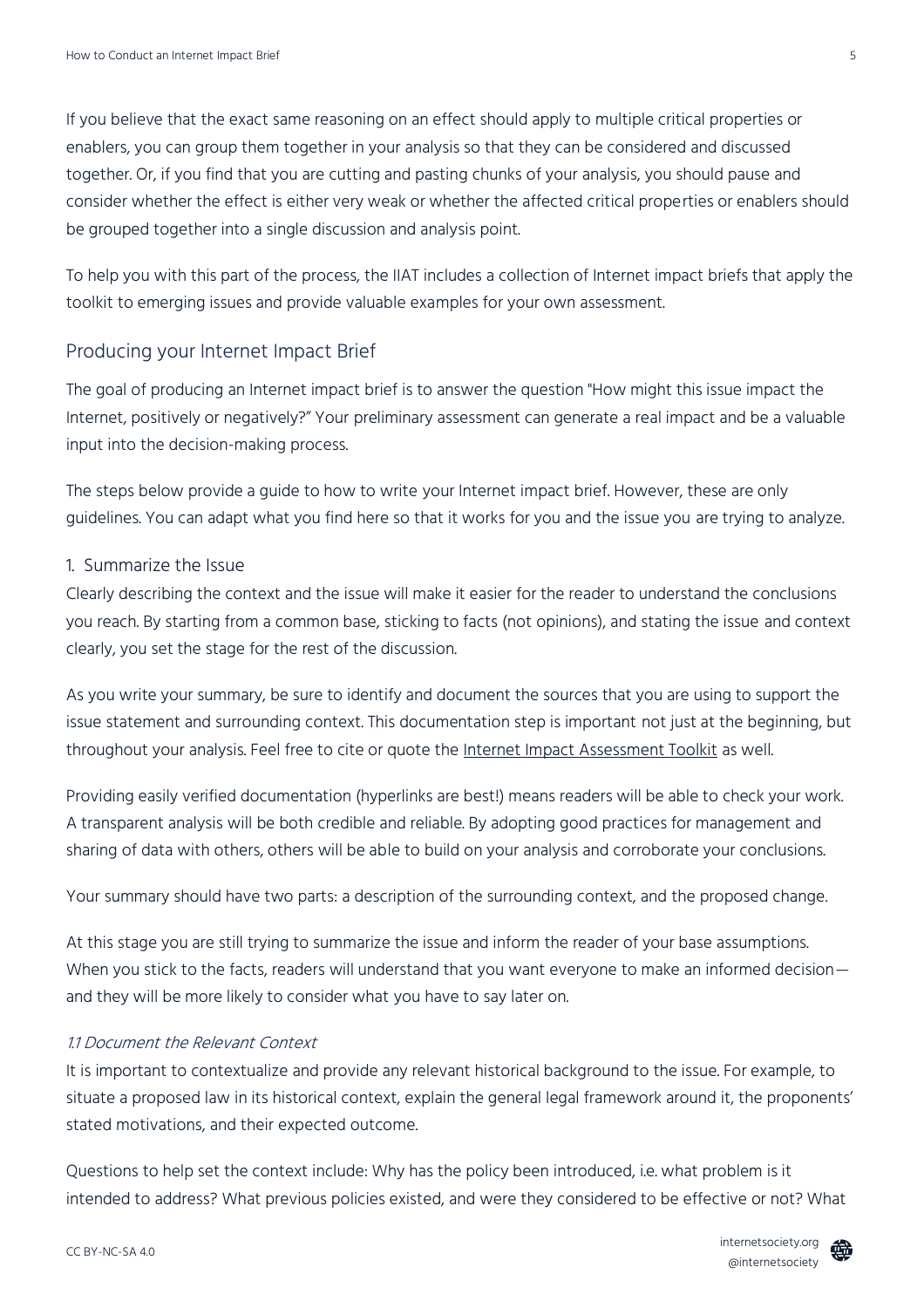If you believe that the exact same reasoning on an effect should apply to multiple critical properties or enablers, you can group them together in your analysis so that they can be considered and discussed together. Or, if you find that you are cutting and pasting chunks of your analysis, you should pause and consider whether the effect is either very weak or whether the affected critical properties or enablers should be grouped together into a single discussion and analysis point.

To help you with this part of the process, the IIAT includes a collection of Internet impact briefs that apply the toolkit to emerging issues and provide valuable examples for your own assessment.

## Producing your Internet Impact Brief

The goal of producing an Internet impact brief is to answer the question "How might this issue impact the Internet, positively or negatively?" Your preliminary assessment can generate a real impact and be a valuable input into the decision-making process.

The steps below provide a guide to how to write your Internet impact brief. However, these are only guidelines. You can adapt what you find here so that it works for you and the issue you are trying to analyze.

### 1. Summarize the Issue

Clearly describing the context and the issue will make it easier for the reader to understand the conclusions you reach. By starting from a common base, sticking to facts (not opinions), and stating the issue and context clearly, you set the stage for the rest of the discussion.

As you write your summary, be sure to identify and document the sources that you are using to support the issue statement and surrounding context. This documentation step is important not just at the beginning, but throughout your analysis. Feel free to cite or quote the Internet Impact Assessment Toolkit as well.

Providing easily verified documentation (hyperlinks are best!) means readers will be able to check your work. A transparent analysis will be both credible and reliable. By adopting good practices for management and sharing of data with others, others will be able to build on your analysis and corroborate your conclusions.

Your summary should have two parts: a description of the surrounding context, and the proposed change.

At this stage you are still trying to summarize the issue and inform the reader of your base assumptions. When you stick to the facts, readers will understand that you want everyone to make an informed decision—and they will be more likely to consider what you have to say later on.

#### *1.1 Document the Relevant Context*

It is important to contextualize and provide any relevant historical background to the issue. For example, to situate a proposed law in its historical context, explain the general legal framework around it, the proponents' stated motivations, and their expected outcome.

Questions to help set the context include: Why has the policy been introduced, i.e. what problem is it intended to address? What previous policies existed, and were they considered to be effective or not? What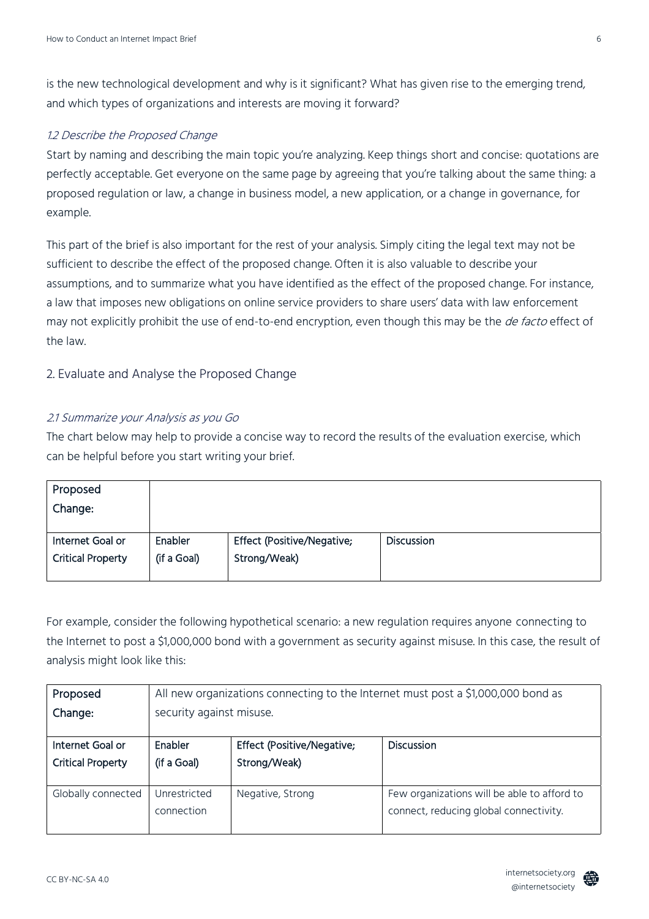is the new technological development and why is it significant? What has given rise to the emerging trend, and which types of organizations and interests are moving it forward?

### *1.2 Describe the Proposed Change*

Start by naming and describing the main topic you're analyzing. Keep things short and concise: quotations are perfectly acceptable. Get everyone on the same page by agreeing that you're talking about the same thing: a proposed regulation or law, a change in business model, a new application, or a change in governance, for example.

This part of the brief is also important for the rest of your analysis. Simply citing the legal text may not be sufficient to describe the effect of the proposed change. Often it is also valuable to describe your assumptions, and to summarize what you have identified as the effect of the proposed change. For instance, a law that imposes new obligations on online service providers to share users' data with law enforcement may not explicitly prohibit the use of end-to-end encryption, even though this may be the *de facto* effect of the law.

## 2. Evaluate and Analyse the Proposed Change

### *2.1 Summarize your Analysis as you Go*

The chart below may help to provide a concise way to record the results of the evaluation exercise, which can be helpful before you start writing your brief.

| Proposed Change: | | | |
|---|---|---|---|
| Internet Goal or Critical Property | Enabler (if a Goal) | Effect (Positive/Negative; Strong/Weak) | Discussion |

For example, consider the following hypothetical scenario: a new regulation requires anyone connecting to the Internet to post a $1,000,000 bond with a government as security against misuse. In this case, the result of analysis might look like this:

| Proposed Change: | All new organizations connecting to the Internet must post a $1,000,000 bond as security against misuse. | | |
|---|---|---|---|
| Internet Goal or Critical Property | Enabler (if a Goal) | Effect (Positive/Negative; Strong/Weak) | Discussion |
| Globally connected | Unrestricted connection | Negative, Strong | Few organizations will be able to afford to connect, reducing global connectivity. |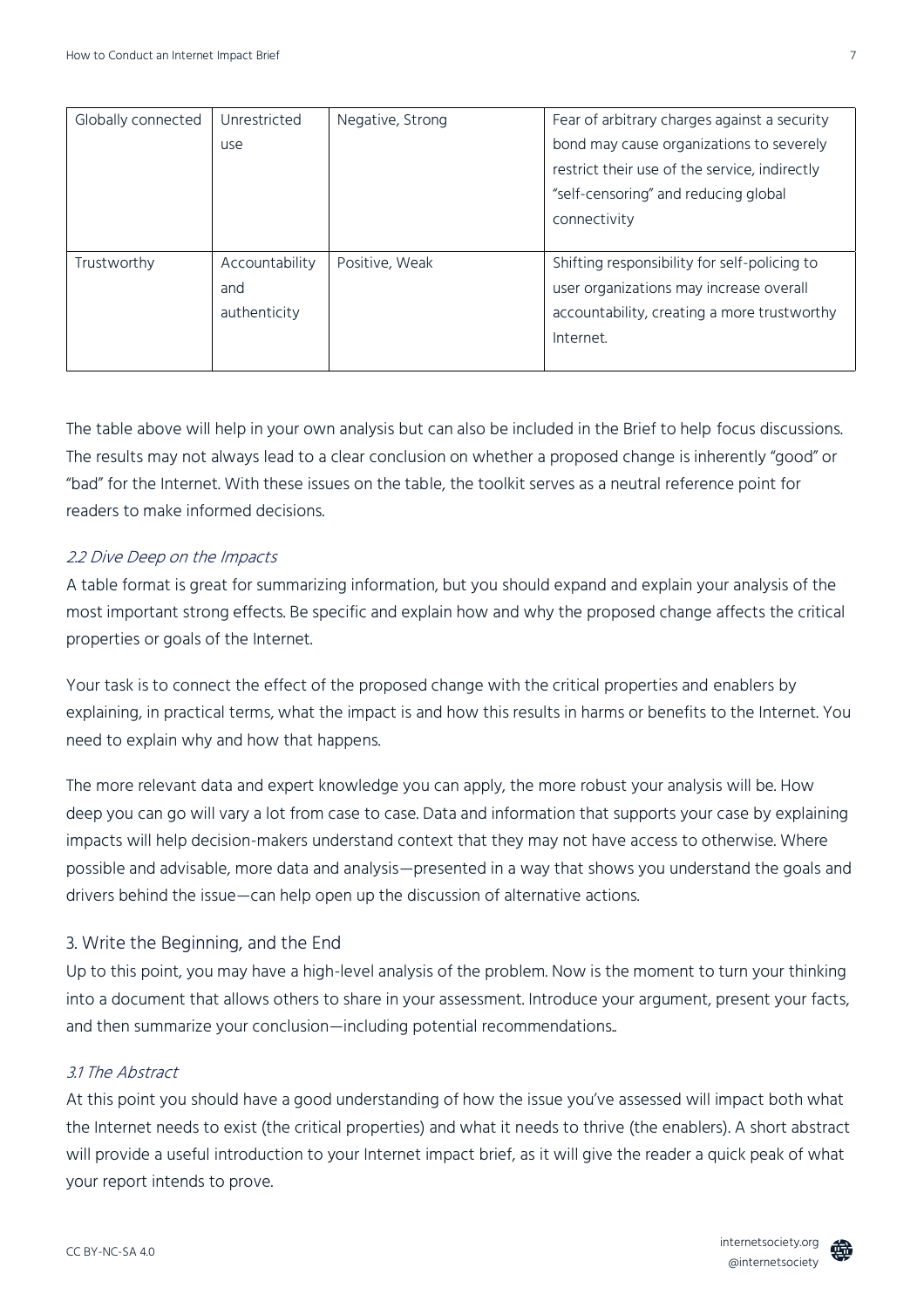| Globally connected | Unrestricted use | Negative, Strong | Fear of arbitrary charges against a security bond may cause organizations to severely restrict their use of the service, indirectly "self-censoring" and reducing global connectivity |
|---|---|---|---|
| Trustworthy | Accountability and authenticity | Positive, Weak | Shifting responsibility for self-policing to user organizations may increase overall accountability, creating a more trustworthy Internet. |

The table above will help in your own analysis but can also be included in the Brief to help focus discussions. The results may not always lead to a clear conclusion on whether a proposed change is inherently "good" or "bad" for the Internet. With these issues on the table, the toolkit serves as a neutral reference point for readers to make informed decisions.

### *2.2 Dive Deep on the Impacts*

A table format is great for summarizing information, but you should expand and explain your analysis of the most important strong effects. Be specific and explain how and why the proposed change affects the critical properties or goals of the Internet.

Your task is to connect the effect of the proposed change with the critical properties and enablers by explaining, in practical terms, what the impact is and how this results in harms or benefits to the Internet. You need to explain why and how that happens.

The more relevant data and expert knowledge you can apply, the more robust your analysis will be. How deep you can go will vary a lot from case to case. Data and information that supports your case by explaining impacts will help decision-makers understand context that they may not have access to otherwise. Where possible and advisable, more data and analysis—presented in a way that shows you understand the goals and drivers behind the issue—can help open up the discussion of alternative actions.

## 3. Write the Beginning, and the End

Up to this point, you may have a high-level analysis of the problem. Now is the moment to turn your thinking into a document that allows others to share in your assessment. Introduce your argument, present your facts, and then summarize your conclusion—including potential recommendations..

### *3.1 The Abstract*

At this point you should have a good understanding of how the issue you've assessed will impact both what the Internet needs to exist (the critical properties) and what it needs to thrive (the enablers). A short abstract will provide a useful introduction to your Internet impact brief, as it will give the reader a quick peak of what your report intends to prove.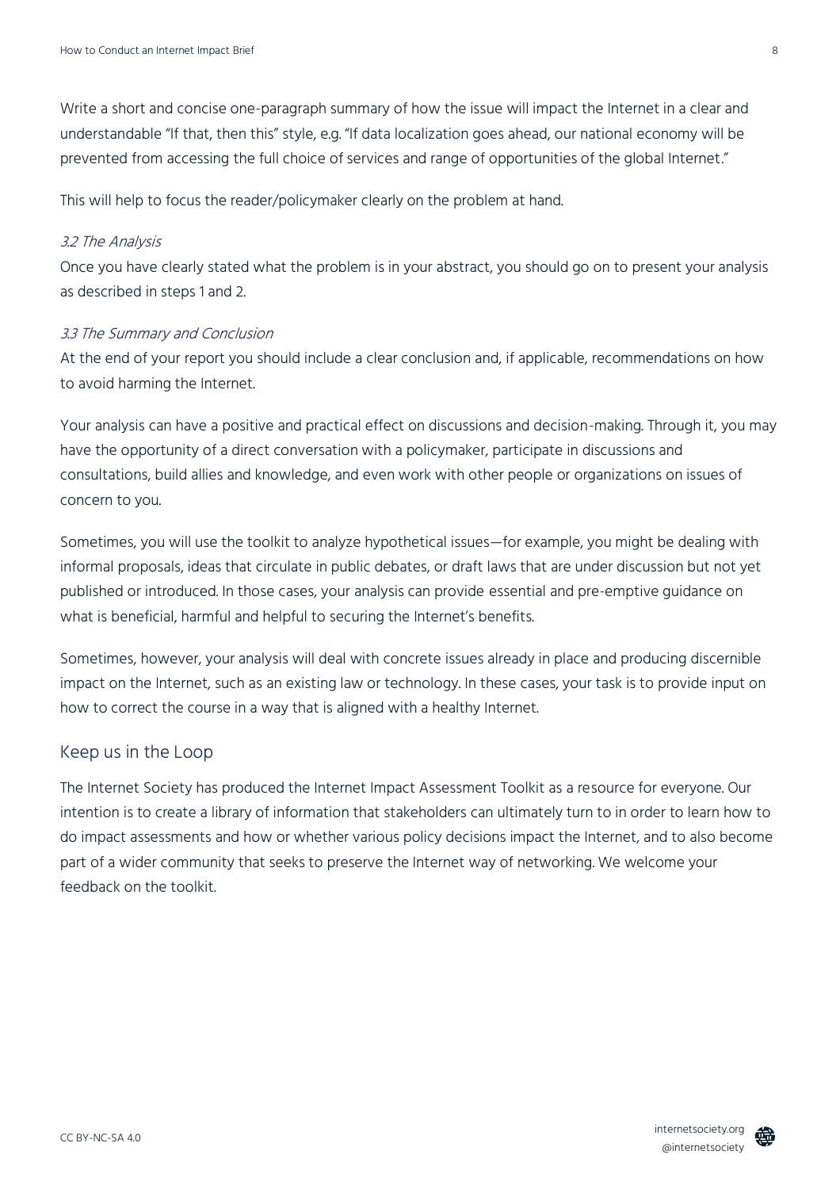Write a short and concise one-paragraph summary of how the issue will impact the Internet in a clear and understandable "If that, then this" style, e.g. "If data localization goes ahead, our national economy will be prevented from accessing the full choice of services and range of opportunities of the global Internet."

This will help to focus the reader/policymaker clearly on the problem at hand.

### *3.2 The Analysis*

Once you have clearly stated what the problem is in your abstract, you should go on to present your analysis as described in steps 1 and 2.

### *3.3 The Summary and Conclusion*

At the end of your report you should include a clear conclusion and, if applicable, recommendations on how to avoid harming the Internet.

Your analysis can have a positive and practical effect on discussions and decision-making. Through it, you may have the opportunity of a direct conversation with a policymaker, participate in discussions and consultations, build allies and knowledge, and even work with other people or organizations on issues of concern to you.

Sometimes, you will use the toolkit to analyze hypothetical issues—for example, you might be dealing with informal proposals, ideas that circulate in public debates, or draft laws that are under discussion but not yet published or introduced. In those cases, your analysis can provide essential and pre-emptive guidance on what is beneficial, harmful and helpful to securing the Internet's benefits.

Sometimes, however, your analysis will deal with concrete issues already in place and producing discernible impact on the Internet, such as an existing law or technology. In these cases, your task is to provide input on how to correct the course in a way that is aligned with a healthy Internet.

## Keep us in the Loop

The Internet Society has produced the Internet Impact Assessment Toolkit as a resource for everyone. Our intention is to create a library of information that stakeholders can ultimately turn to in order to learn how to do impact assessments and how or whether various policy decisions impact the Internet, and to also become part of a wider community that seeks to preserve the Internet way of networking. We welcome your feedback on the toolkit.